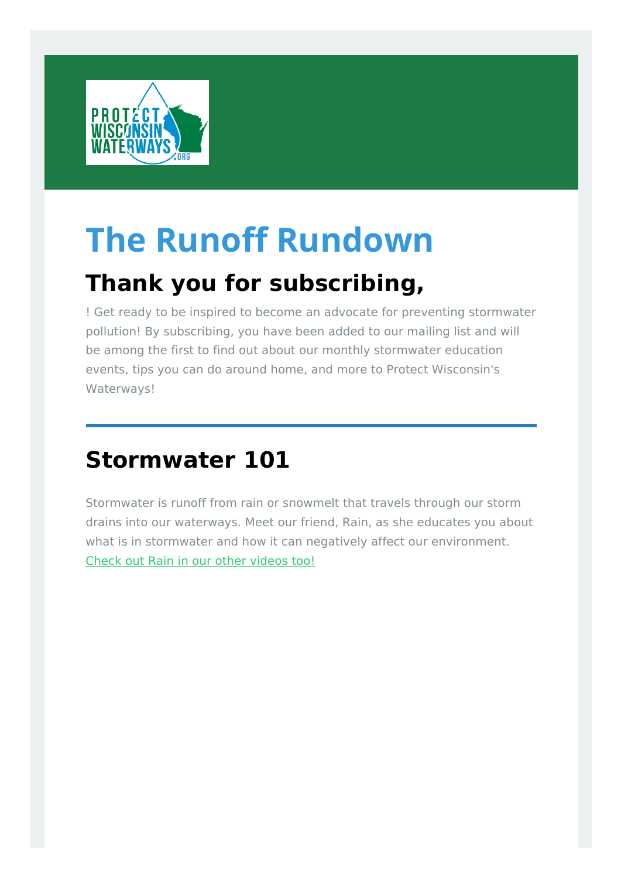# The Runoff Rundown

## Thank you for subscribing,

! Get ready to be inspired to become an advocate for preventing stormwater pollution! By subscribing, you have been added to our mailing list and will be among the first to find out about our monthly stormwater education events, tips you can do around home, and more to Protect Wisconsin's Waterways!

---

## Stormwater 101

Stormwater is runoff from rain or snowmelt that travels through our storm drains into our waterways. Meet our friend, Rain, as she educates you about what is in stormwater and how it can negatively affect our environment. Check out Rain in our other videos too!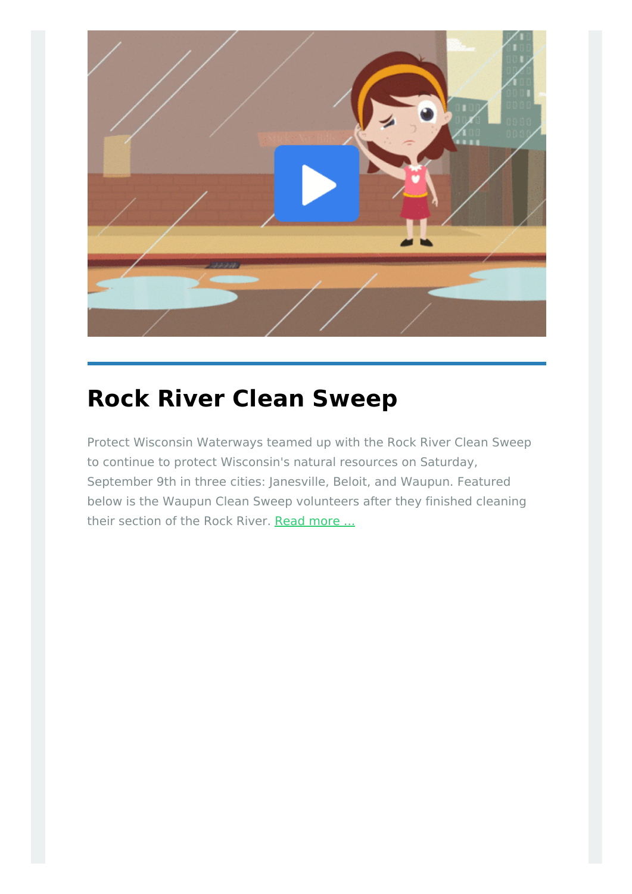## Rock River Clean Sweep

Protect Wisconsin Waterways teamed up with the Rock River Clean Sweep to continue to protect Wisconsin's natural resources on Saturday, September 9th in three cities: Janesville, Beloit, and Waupun. Featured below is the Waupun Clean Sweep volunteers after they finished cleaning their section of the Rock River. Read more ...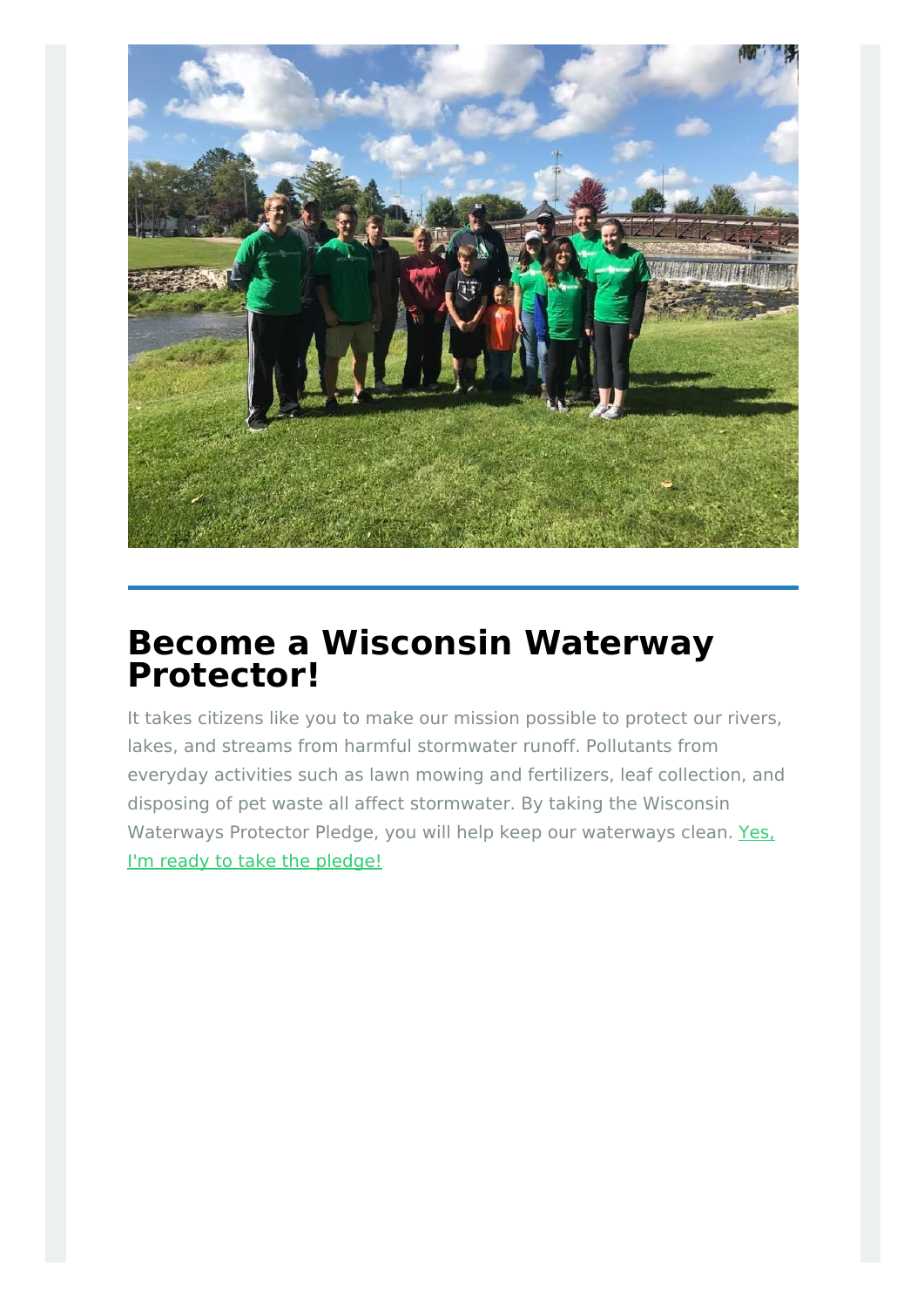# Become a Wisconsin Waterway Protector!

It takes citizens like you to make our mission possible to protect our rivers, lakes, and streams from harmful stormwater runoff. Pollutants from everyday activities such as lawn mowing and fertilizers, leaf collection, and disposing of pet waste all affect stormwater. By taking the Wisconsin Waterways Protector Pledge, you will help keep our waterways clean. Yes, I'm ready to take the pledge!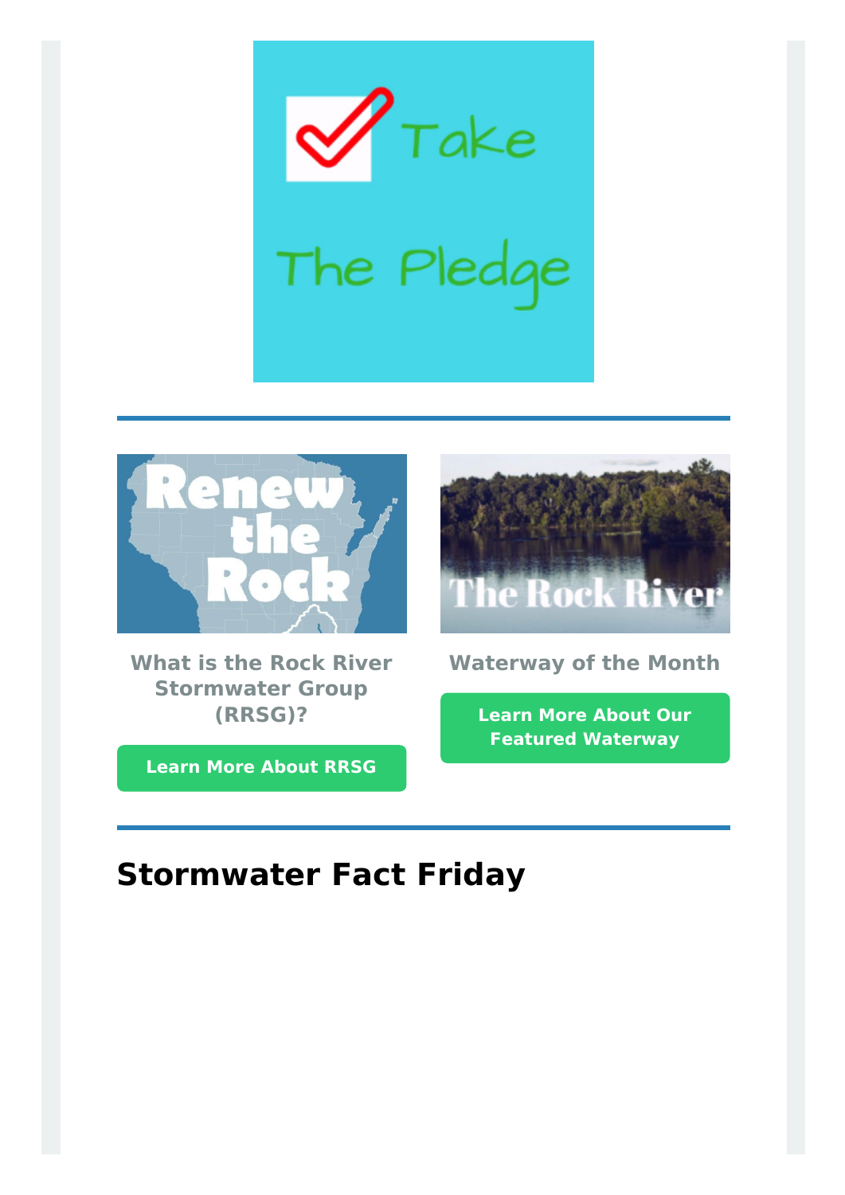What is the Rock River Stormwater Group (RRSG)?

Learn More About RRSG

Waterway of the Month

Learn More About Our Featured Waterway

## Stormwater Fact Friday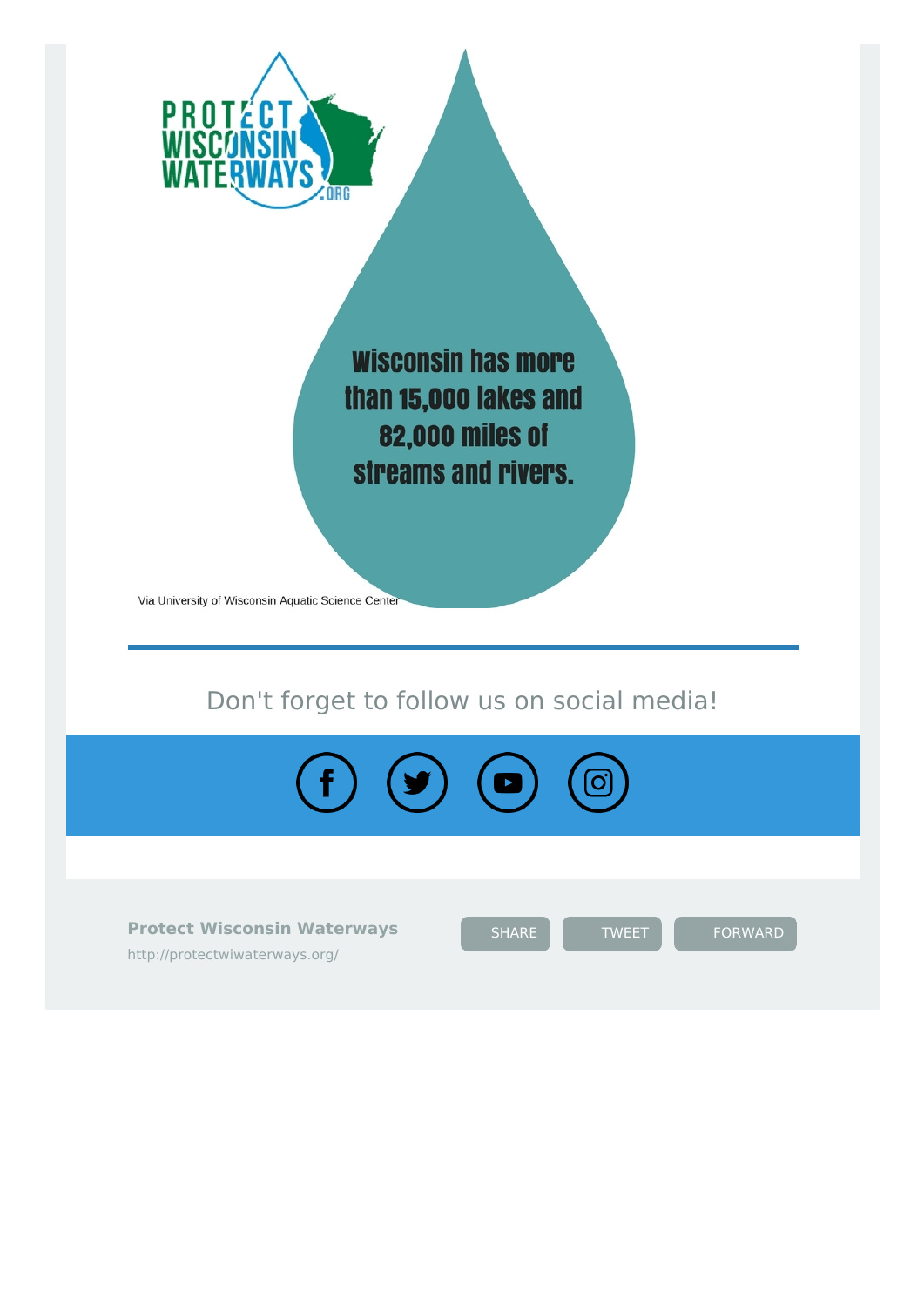PROTECT WISCONSIN WATERWAYS .ORG

Wisconsin has more than 15,000 lakes and 82,000 miles of streams and rivers.

Via University of Wisconsin Aquatic Science Center

---

Don't forget to follow us on social media!

**Protect Wisconsin Waterways**
http://protectwiwaterways.org/

SHARE TWEET FORWARD